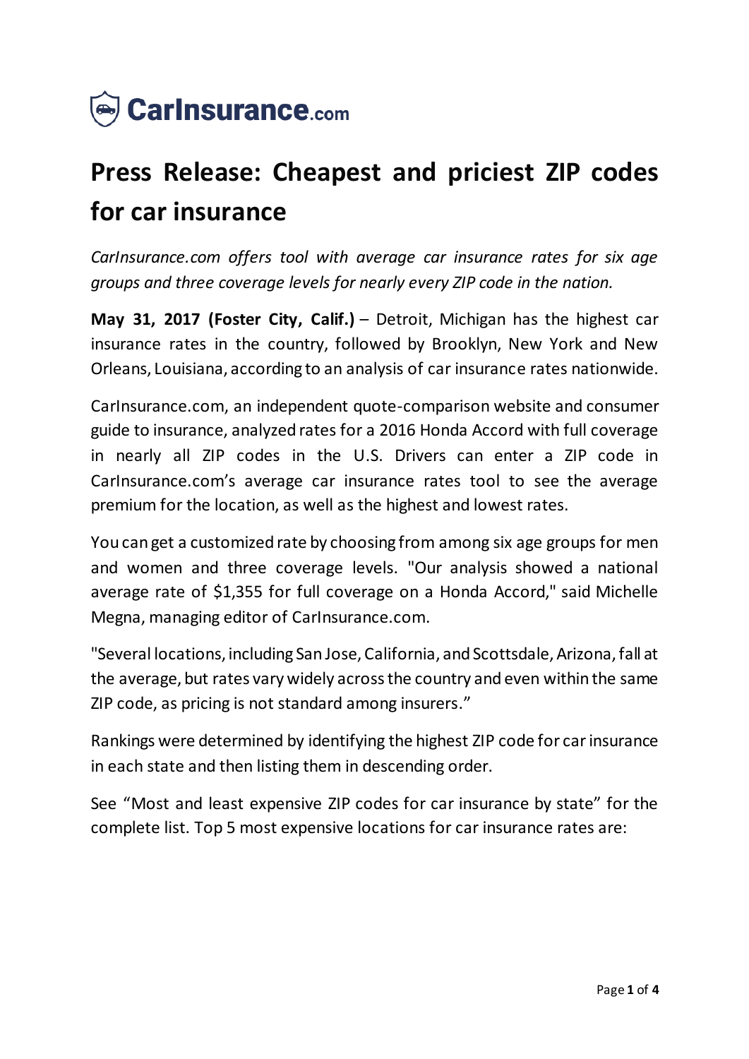CarInsurance.com

# Press Release: Cheapest and priciest ZIP codes for car insurance

*CarInsurance.com offers tool with average car insurance rates for six age groups and three coverage levels for nearly every ZIP code in the nation.*

**May 31, 2017 (Foster City, Calif.)** – Detroit, Michigan has the highest car insurance rates in the country, followed by Brooklyn, New York and New Orleans, Louisiana, according to an analysis of car insurance rates nationwide.

CarInsurance.com, an independent quote-comparison website and consumer guide to insurance, analyzed rates for a 2016 Honda Accord with full coverage in nearly all ZIP codes in the U.S. Drivers can enter a ZIP code in CarInsurance.com's average car insurance rates tool to see the average premium for the location, as well as the highest and lowest rates.

You can get a customized rate by choosing from among six age groups for men and women and three coverage levels. "Our analysis showed a national average rate of $1,355 for full coverage on a Honda Accord," said Michelle Megna, managing editor of CarInsurance.com.

"Several locations, including San Jose, California, and Scottsdale, Arizona, fall at the average, but rates vary widely across the country and even within the same ZIP code, as pricing is not standard among insurers."

Rankings were determined by identifying the highest ZIP code for car insurance in each state and then listing them in descending order.

See "Most and least expensive ZIP codes for car insurance by state" for the complete list. Top 5 most expensive locations for car insurance rates are: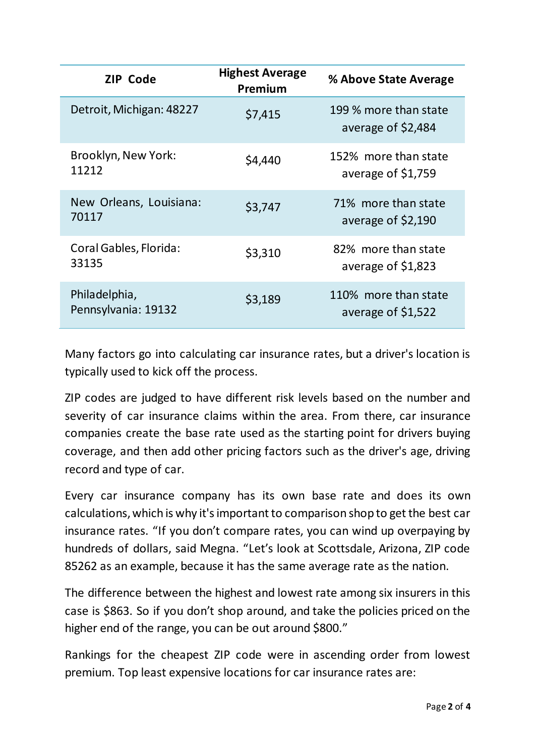| ZIP Code | Highest Average Premium | % Above State Average |
|---|---|---|
| Detroit, Michigan: 48227 | $7,415 | 199 % more than state average of $2,484 |
| Brooklyn, New York: 11212 | $4,440 | 152% more than state average of $1,759 |
| New Orleans, Louisiana: 70117 | $3,747 | 71% more than state average of $2,190 |
| Coral Gables, Florida: 33135 | $3,310 | 82% more than state average of $1,823 |
| Philadelphia, Pennsylvania: 19132 | $3,189 | 110% more than state average of $1,522 |

Many factors go into calculating car insurance rates, but a driver's location is typically used to kick off the process.

ZIP codes are judged to have different risk levels based on the number and severity of car insurance claims within the area. From there, car insurance companies create the base rate used as the starting point for drivers buying coverage, and then add other pricing factors such as the driver's age, driving record and type of car.

Every car insurance company has its own base rate and does its own calculations, which is why it's important to comparison shop to get the best car insurance rates. "If you don't compare rates, you can wind up overpaying by hundreds of dollars, said Megna. "Let's look at Scottsdale, Arizona, ZIP code 85262 as an example, because it has the same average rate as the nation.

The difference between the highest and lowest rate among six insurers in this case is $863. So if you don't shop around, and take the policies priced on the higher end of the range, you can be out around $800."

Rankings for the cheapest ZIP code were in ascending order from lowest premium. Top least expensive locations for car insurance rates are: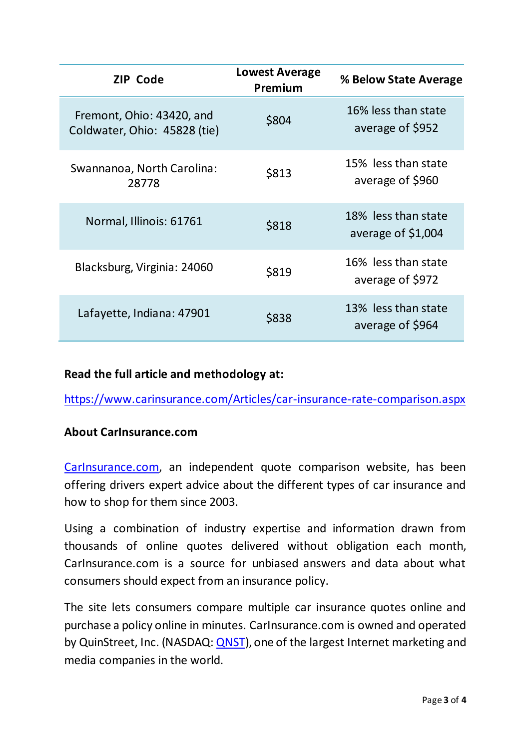| ZIP Code | Lowest Average Premium | % Below State Average |
| --- | --- | --- |
| Fremont, Ohio: 43420, and Coldwater, Ohio: 45828 (tie) | $804 | 16% less than state average of $952 |
| Swannanoa, North Carolina: 28778 | $813 | 15% less than state average of $960 |
| Normal, Illinois: 61761 | $818 | 18% less than state average of $1,004 |
| Blacksburg, Virginia: 24060 | $819 | 16% less than state average of $972 |
| Lafayette, Indiana: 47901 | $838 | 13% less than state average of $964 |

**Read the full article and methodology at:**

https://www.carinsurance.com/Articles/car-insurance-rate-comparison.aspx

**About CarInsurance.com**

CarInsurance.com, an independent quote comparison website, has been offering drivers expert advice about the different types of car insurance and how to shop for them since 2003.

Using a combination of industry expertise and information drawn from thousands of online quotes delivered without obligation each month, CarInsurance.com is a source for unbiased answers and data about what consumers should expect from an insurance policy.

The site lets consumers compare multiple car insurance quotes online and purchase a policy online in minutes. CarInsurance.com is owned and operated by QuinStreet, Inc. (NASDAQ: QNST), one of the largest Internet marketing and media companies in the world.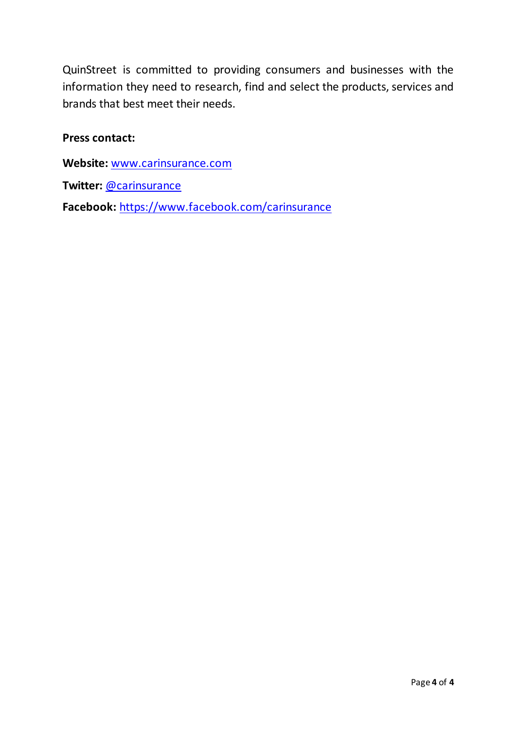QuinStreet is committed to providing consumers and businesses with the information they need to research, find and select the products, services and brands that best meet their needs.

**Press contact:**

**Website:** [www.carinsurance.com](http://www.carinsurance.com)

**Twitter:** [@carinsurance](https://twitter.com/carinsurance)

**Facebook:** [https://www.facebook.com/carinsurance](https://www.facebook.com/carinsurance)